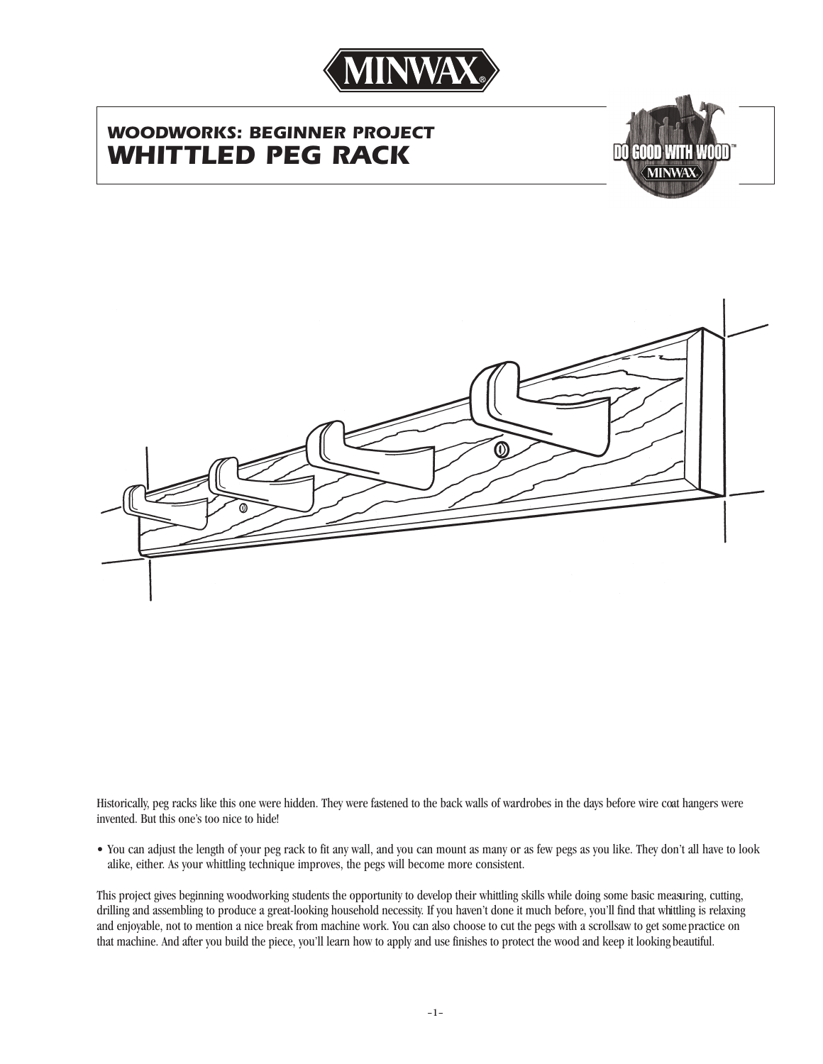# MINWAX

## WOODWORKS: BEGINNER PROJECT
# WHITTLED PEG RACK

Historically, peg racks like this one were hidden. They were fastened to the back walls of wardrobes in the days before wire coat hangers were invented. But this one's too nice to hide!

- You can adjust the length of your peg rack to fit any wall, and you can mount as many or as few pegs as you like. They don't all have to look alike, either. As your whittling technique improves, the pegs will become more consistent.

This project gives beginning woodworking students the opportunity to develop their whittling skills while doing some basic measuring, cutting, drilling and assembling to produce a great-looking household necessity. If you haven't done it much before, you'll find that whittling is relaxing and enjoyable, not to mention a nice break from machine work. You can also choose to cut the pegs with a scrollsaw to get some practice on that machine. And after you build the piece, you'll learn how to apply and use finishes to protect the wood and keep it looking beautiful.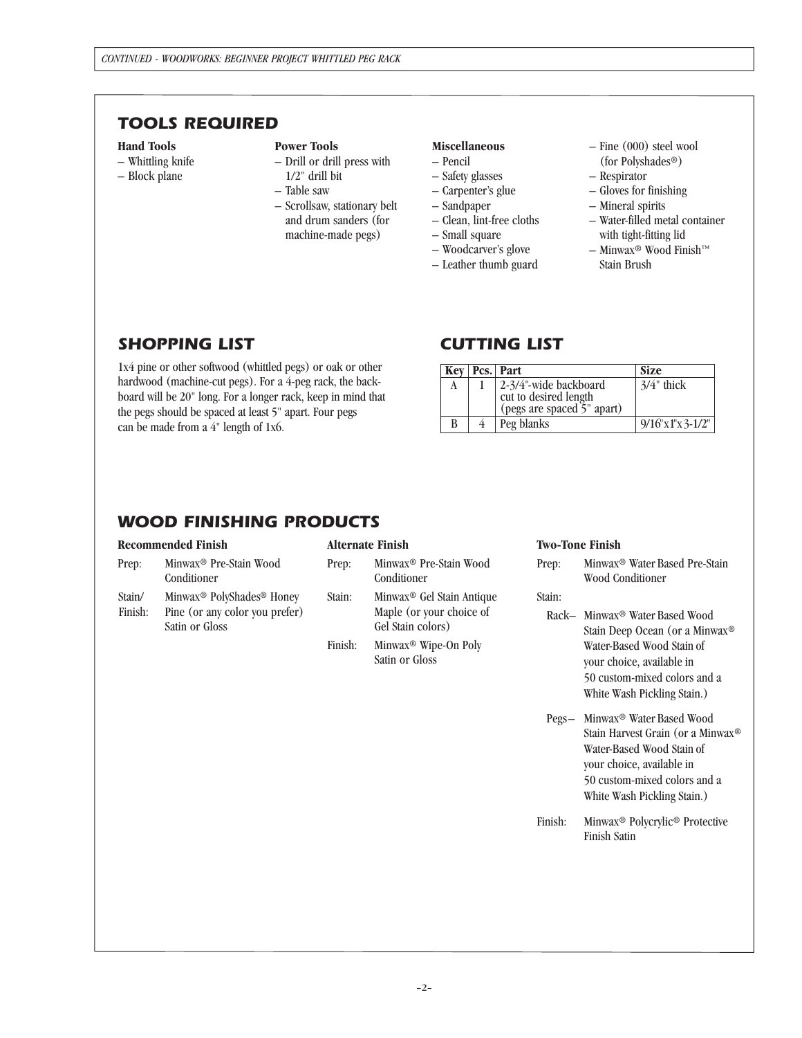## TOOLS REQUIRED

**Hand Tools**
- Whittling knife
- Block plane

**Power Tools**
- Drill or drill press with 1/2" drill bit
- Table saw
- Scrollsaw, stationary belt and drum sanders (for machine-made pegs)

**Miscellaneous**
- Pencil
- Safety glasses
- Carpenter's glue
- Sandpaper
- Clean, lint-free cloths
- Small square
- Woodcarver's glove
- Leather thumb guard
- Fine (000) steel wool (for Polyshades®)
- Respirator
- Gloves for finishing
- Mineral spirits
- Water-filled metal container with tight-fitting lid
- Minwax® Wood Finish™ Stain Brush

## SHOPPING LIST

1x4 pine or other softwood (whittled pegs) or oak or other hardwood (machine-cut pegs). For a 4-peg rack, the backboard will be 20" long. For a longer rack, keep in mind that the pegs should be spaced at least 5" apart. Four pegs can be made from a 4" length of 1x6.

## CUTTING LIST

| Key | Pcs. | Part | Size |
|---|---|---|---|
| A | 1 | 2-3/4"-wide backboard cut to desired length (pegs are spaced 5" apart) | 3/4" thick |
| B | 4 | Peg blanks | 9/16"x1"x3-1/2" |

## WOOD FINISHING PRODUCTS

**Recommended Finish**

Prep: Minwax® Pre-Stain Wood Conditioner

Stain/Finish: Minwax® PolyShades® Honey Pine (or any color you prefer) Satin or Gloss

**Alternate Finish**

Prep: Minwax® Pre-Stain Wood Conditioner

Stain: Minwax® Gel Stain Antique Maple (or your choice of Gel Stain colors)

Finish: Minwax® Wipe-On Poly Satin or Gloss

**Two-Tone Finish**

Prep: Minwax® Water Based Pre-Stain Wood Conditioner

Stain:

Rack– Minwax® Water Based Wood Stain Deep Ocean (or a Minwax® Water-Based Wood Stain of your choice, available in 50 custom-mixed colors and a White Wash Pickling Stain.)

Pegs– Minwax® Water Based Wood Stain Harvest Grain (or a Minwax® Water-Based Wood Stain of your choice, available in 50 custom-mixed colors and a White Wash Pickling Stain.)

Finish: Minwax® Polycrylic® Protective Finish Satin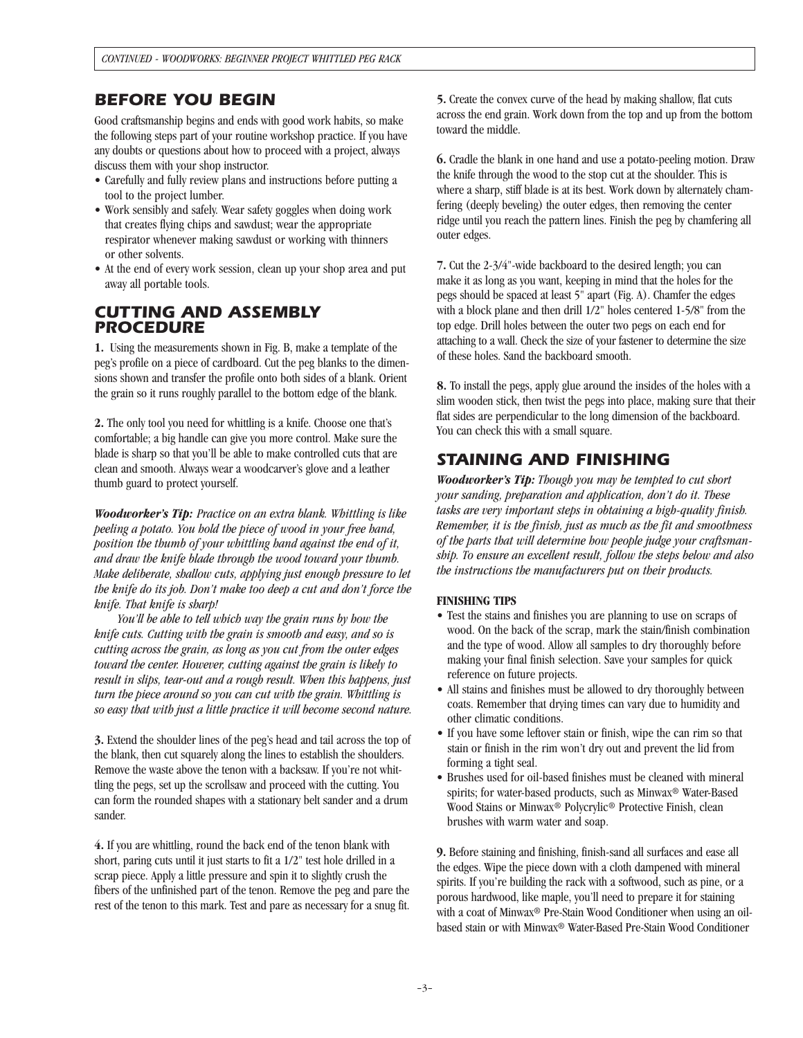## BEFORE YOU BEGIN

Good craftsmanship begins and ends with good work habits, so make the following steps part of your routine workshop practice. If you have any doubts or questions about how to proceed with a project, always discuss them with your shop instructor.

- Carefully and fully review plans and instructions before putting a tool to the project lumber.
- Work sensibly and safely. Wear safety goggles when doing work that creates flying chips and sawdust; wear the appropriate respirator whenever making sawdust or working with thinners or other solvents.
- At the end of every work session, clean up your shop area and put away all portable tools.

## CUTTING AND ASSEMBLY PROCEDURE

**1.** Using the measurements shown in Fig. B, make a template of the peg's profile on a piece of cardboard. Cut the peg blanks to the dimensions shown and transfer the profile onto both sides of a blank. Orient the grain so it runs roughly parallel to the bottom edge of the blank.

**2.** The only tool you need for whittling is a knife. Choose one that's comfortable; a big handle can give you more control. Make sure the blade is sharp so that you'll be able to make controlled cuts that are clean and smooth. Always wear a woodcarver's glove and a leather thumb guard to protect yourself.

***Woodworker's Tip:*** *Practice on an extra blank. Whittling is like peeling a potato. You hold the piece of wood in your free hand, position the thumb of your whittling hand against the end of it, and draw the knife blade through the wood toward your thumb. Make deliberate, shallow cuts, applying just enough pressure to let the knife do its job. Don't make too deep a cut and don't force the knife. That knife is sharp!*

*You'll be able to tell which way the grain runs by how the knife cuts. Cutting with the grain is smooth and easy, and so is cutting across the grain, as long as you cut from the outer edges toward the center. However, cutting against the grain is likely to result in slips, tear-out and a rough result. When this happens, just turn the piece around so you can cut with the grain. Whittling is so easy that with just a little practice it will become second nature.*

**3.** Extend the shoulder lines of the peg's head and tail across the top of the blank, then cut squarely along the lines to establish the shoulders. Remove the waste above the tenon with a backsaw. If you're not whittling the pegs, set up the scrollsaw and proceed with the cutting. You can form the rounded shapes with a stationary belt sander and a drum sander.

**4.** If you are whittling, round the back end of the tenon blank with short, paring cuts until it just starts to fit a 1/2" test hole drilled in a scrap piece. Apply a little pressure and spin it to slightly crush the fibers of the unfinished part of the tenon. Remove the peg and pare the rest of the tenon to this mark. Test and pare as necessary for a snug fit.

**5.** Create the convex curve of the head by making shallow, flat cuts across the end grain. Work down from the top and up from the bottom toward the middle.

**6.** Cradle the blank in one hand and use a potato-peeling motion. Draw the knife through the wood to the stop cut at the shoulder. This is where a sharp, stiff blade is at its best. Work down by alternately chamfering (deeply beveling) the outer edges, then removing the center ridge until you reach the pattern lines. Finish the peg by chamfering all outer edges.

**7.** Cut the 2-3/4"-wide backboard to the desired length; you can make it as long as you want, keeping in mind that the holes for the pegs should be spaced at least 5" apart (Fig. A). Chamfer the edges with a block plane and then drill 1/2" holes centered 1-5/8" from the top edge. Drill holes between the outer two pegs on each end for attaching to a wall. Check the size of your fastener to determine the size of these holes. Sand the backboard smooth.

**8.** To install the pegs, apply glue around the insides of the holes with a slim wooden stick, then twist the pegs into place, making sure that their flat sides are perpendicular to the long dimension of the backboard. You can check this with a small square.

## STAINING AND FINISHING

***Woodworker's Tip:*** *Though you may be tempted to cut short your sanding, preparation and application, don't do it. These tasks are very important steps in obtaining a high-quality finish. Remember, it is the finish, just as much as the fit and smoothness of the parts that will determine how people judge your craftsmanship. To ensure an excellent result, follow the steps below and also the instructions the manufacturers put on their products.*

**FINISHING TIPS**

- Test the stains and finishes you are planning to use on scraps of wood. On the back of the scrap, mark the stain/finish combination and the type of wood. Allow all samples to dry thoroughly before making your final finish selection. Save your samples for quick reference on future projects.
- All stains and finishes must be allowed to dry thoroughly between coats. Remember that drying times can vary due to humidity and other climatic conditions.
- If you have some leftover stain or finish, wipe the can rim so that stain or finish in the rim won't dry out and prevent the lid from forming a tight seal.
- Brushes used for oil-based finishes must be cleaned with mineral spirits; for water-based products, such as Minwax® Water-Based Wood Stains or Minwax® Polycrylic® Protective Finish, clean brushes with warm water and soap.

**9.** Before staining and finishing, finish-sand all surfaces and ease all the edges. Wipe the piece down with a cloth dampened with mineral spirits. If you're building the rack with a softwood, such as pine, or a porous hardwood, like maple, you'll need to prepare it for staining with a coat of Minwax® Pre-Stain Wood Conditioner when using an oil-based stain or with Minwax® Water-Based Pre-Stain Wood Conditioner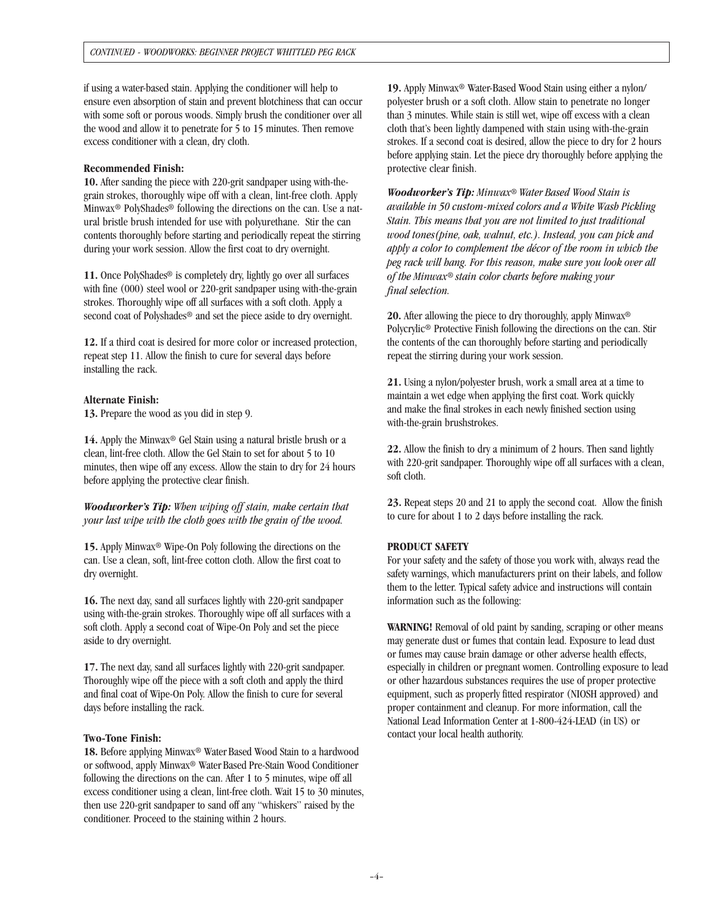if using a water-based stain. Applying the conditioner will help to ensure even absorption of stain and prevent blotchiness that can occur with some soft or porous woods. Simply brush the conditioner over all the wood and allow it to penetrate for 5 to 15 minutes. Then remove excess conditioner with a clean, dry cloth.

**Recommended Finish:**

**10.** After sanding the piece with 220-grit sandpaper using with-the-grain strokes, thoroughly wipe off with a clean, lint-free cloth. Apply Minwax® PolyShades® following the directions on the can. Use a natural bristle brush intended for use with polyurethane. Stir the can contents thoroughly before starting and periodically repeat the stirring during your work session. Allow the first coat to dry overnight.

**11.** Once PolyShades® is completely dry, lightly go over all surfaces with fine (000) steel wool or 220-grit sandpaper using with-the-grain strokes. Thoroughly wipe off all surfaces with a soft cloth. Apply a second coat of Polyshades® and set the piece aside to dry overnight.

**12.** If a third coat is desired for more color or increased protection, repeat step 11. Allow the finish to cure for several days before installing the rack.

**Alternate Finish:**

**13.** Prepare the wood as you did in step 9.

**14.** Apply the Minwax® Gel Stain using a natural bristle brush or a clean, lint-free cloth. Allow the Gel Stain to set for about 5 to 10 minutes, then wipe off any excess. Allow the stain to dry for 24 hours before applying the protective clear finish.

***Woodworker's Tip:*** *When wiping off stain, make certain that your last wipe with the cloth goes with the grain of the wood.*

**15.** Apply Minwax® Wipe-On Poly following the directions on the can. Use a clean, soft, lint-free cotton cloth. Allow the first coat to dry overnight.

**16.** The next day, sand all surfaces lightly with 220-grit sandpaper using with-the-grain strokes. Thoroughly wipe off all surfaces with a soft cloth. Apply a second coat of Wipe-On Poly and set the piece aside to dry overnight.

**17.** The next day, sand all surfaces lightly with 220-grit sandpaper. Thoroughly wipe off the piece with a soft cloth and apply the third and final coat of Wipe-On Poly. Allow the finish to cure for several days before installing the rack.

**Two-Tone Finish:**

**18.** Before applying Minwax® Water Based Wood Stain to a hardwood or softwood, apply Minwax® Water Based Pre-Stain Wood Conditioner following the directions on the can. After 1 to 5 minutes, wipe off all excess conditioner using a clean, lint-free cloth. Wait 15 to 30 minutes, then use 220-grit sandpaper to sand off any "whiskers" raised by the conditioner. Proceed to the staining within 2 hours.

**19.** Apply Minwax® Water-Based Wood Stain using either a nylon/polyester brush or a soft cloth. Allow stain to penetrate no longer than 3 minutes. While stain is still wet, wipe off excess with a clean cloth that's been lightly dampened with stain using with-the-grain strokes. If a second coat is desired, allow the piece to dry for 2 hours before applying stain. Let the piece dry thoroughly before applying the protective clear finish.

***Woodworker's Tip:*** *Minwax® Water Based Wood Stain is available in 50 custom-mixed colors and a White Wash Pickling Stain. This means that you are not limited to just traditional wood tones(pine, oak, walnut, etc.). Instead, you can pick and apply a color to complement the décor of the room in which the peg rack will hang. For this reason, make sure you look over all of the Minwax® stain color charts before making your final selection.*

**20.** After allowing the piece to dry thoroughly, apply Minwax® Polycrylic® Protective Finish following the directions on the can. Stir the contents of the can thoroughly before starting and periodically repeat the stirring during your work session.

**21.** Using a nylon/polyester brush, work a small area at a time to maintain a wet edge when applying the first coat. Work quickly and make the final strokes in each newly finished section using with-the-grain brushstrokes.

**22.** Allow the finish to dry a minimum of 2 hours. Then sand lightly with 220-grit sandpaper. Thoroughly wipe off all surfaces with a clean, soft cloth.

**23.** Repeat steps 20 and 21 to apply the second coat. Allow the finish to cure for about 1 to 2 days before installing the rack.

**PRODUCT SAFETY**

For your safety and the safety of those you work with, always read the safety warnings, which manufacturers print on their labels, and follow them to the letter. Typical safety advice and instructions will contain information such as the following:

**WARNING!** Removal of old paint by sanding, scraping or other means may generate dust or fumes that contain lead. Exposure to lead dust or fumes may cause brain damage or other adverse health effects, especially in children or pregnant women. Controlling exposure to lead or other hazardous substances requires the use of proper protective equipment, such as properly fitted respirator (NIOSH approved) and proper containment and cleanup. For more information, call the National Lead Information Center at 1-800-424-LEAD (in US) or contact your local health authority.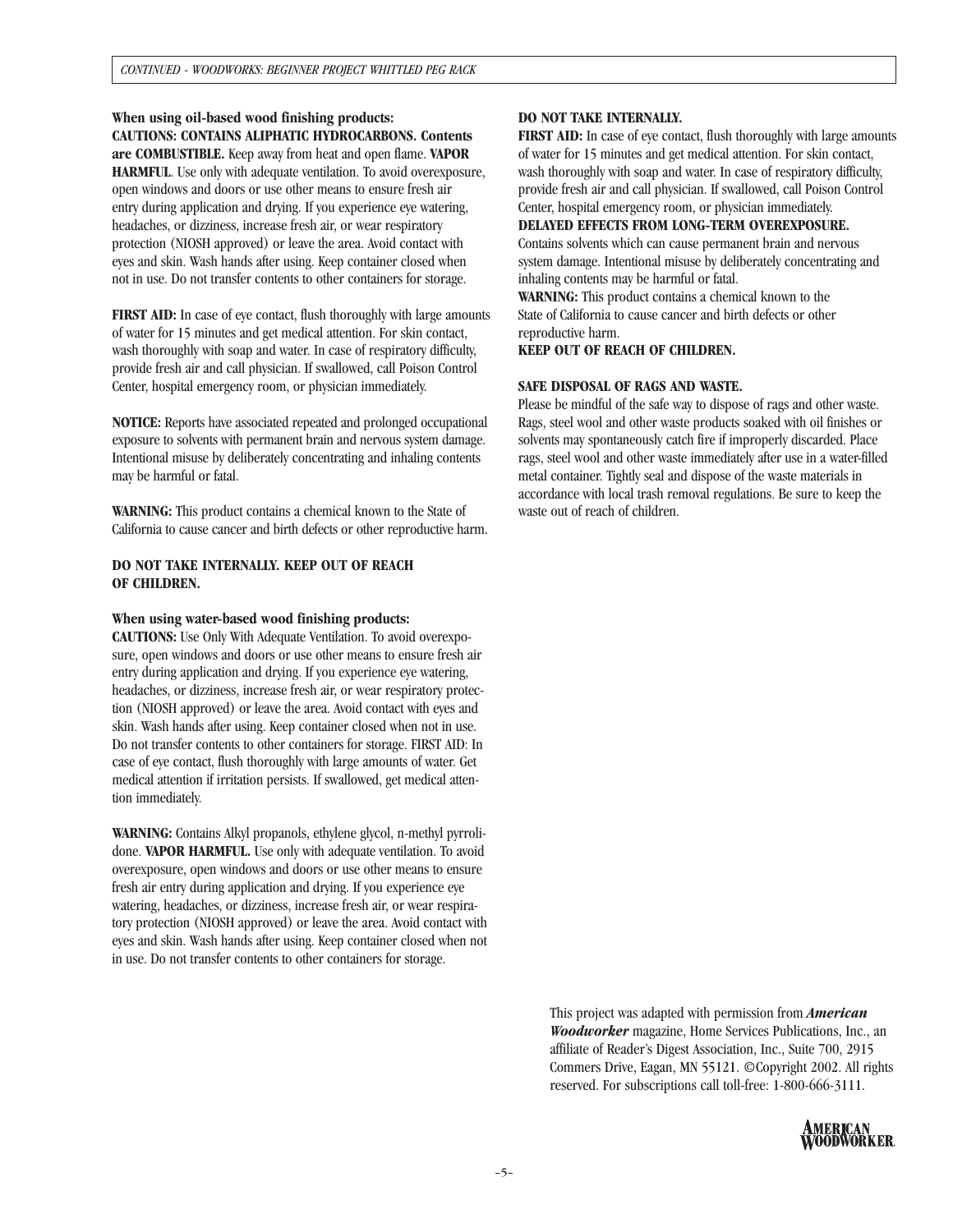**When using oil-based wood finishing products:**
**CAUTIONS: CONTAINS ALIPHATIC HYDROCARBONS. Contents are COMBUSTIBLE.** Keep away from heat and open flame. **VAPOR HARMFUL**. Use only with adequate ventilation. To avoid overexposure, open windows and doors or use other means to ensure fresh air entry during application and drying. If you experience eye watering, headaches, or dizziness, increase fresh air, or wear respiratory protection (NIOSH approved) or leave the area. Avoid contact with eyes and skin. Wash hands after using. Keep container closed when not in use. Do not transfer contents to other containers for storage.

**FIRST AID:** In case of eye contact, flush thoroughly with large amounts of water for 15 minutes and get medical attention. For skin contact, wash thoroughly with soap and water. In case of respiratory difficulty, provide fresh air and call physician. If swallowed, call Poison Control Center, hospital emergency room, or physician immediately.

**NOTICE:** Reports have associated repeated and prolonged occupational exposure to solvents with permanent brain and nervous system damage. Intentional misuse by deliberately concentrating and inhaling contents may be harmful or fatal.

**WARNING:** This product contains a chemical known to the State of California to cause cancer and birth defects or other reproductive harm.

**DO NOT TAKE INTERNALLY. KEEP OUT OF REACH OF CHILDREN.**

**When using water-based wood finishing products:**
**CAUTIONS:** Use Only With Adequate Ventilation. To avoid overexposure, open windows and doors or use other means to ensure fresh air entry during application and drying. If you experience eye watering, headaches, or dizziness, increase fresh air, or wear respiratory protection (NIOSH approved) or leave the area. Avoid contact with eyes and skin. Wash hands after using. Keep container closed when not in use. Do not transfer contents to other containers for storage. FIRST AID: In case of eye contact, flush thoroughly with large amounts of water. Get medical attention if irritation persists. If swallowed, get medical attention immediately.

**WARNING:** Contains Alkyl propanols, ethylene glycol, n-methyl pyrrolidone. **VAPOR HARMFUL.** Use only with adequate ventilation. To avoid overexposure, open windows and doors or use other means to ensure fresh air entry during application and drying. If you experience eye watering, headaches, or dizziness, increase fresh air, or wear respiratory protection (NIOSH approved) or leave the area. Avoid contact with eyes and skin. Wash hands after using. Keep container closed when not in use. Do not transfer contents to other containers for storage.

**DO NOT TAKE INTERNALLY.**
**FIRST AID:** In case of eye contact, flush thoroughly with large amounts of water for 15 minutes and get medical attention. For skin contact, wash thoroughly with soap and water. In case of respiratory difficulty, provide fresh air and call physician. If swallowed, call Poison Control Center, hospital emergency room, or physician immediately.
**DELAYED EFFECTS FROM LONG-TERM OVEREXPOSURE.** Contains solvents which can cause permanent brain and nervous system damage. Intentional misuse by deliberately concentrating and inhaling contents may be harmful or fatal.
**WARNING:** This product contains a chemical known to the State of California to cause cancer and birth defects or other reproductive harm.
**KEEP OUT OF REACH OF CHILDREN.**

**SAFE DISPOSAL OF RAGS AND WASTE.**
Please be mindful of the safe way to dispose of rags and other waste. Rags, steel wool and other waste products soaked with oil finishes or solvents may spontaneously catch fire if improperly discarded. Place rags, steel wool and other waste immediately after use in a water-filled metal container. Tightly seal and dispose of the waste materials in accordance with local trash removal regulations. Be sure to keep the waste out of reach of children.

This project was adapted with permission from ***American Woodworker*** magazine, Home Services Publications, Inc., an affiliate of Reader's Digest Association, Inc., Suite 700, 2915 Commers Drive, Eagan, MN 55121. ©Copyright 2002. All rights reserved. For subscriptions call toll-free: 1-800-666-3111.

AMERICAN WOODWORKER.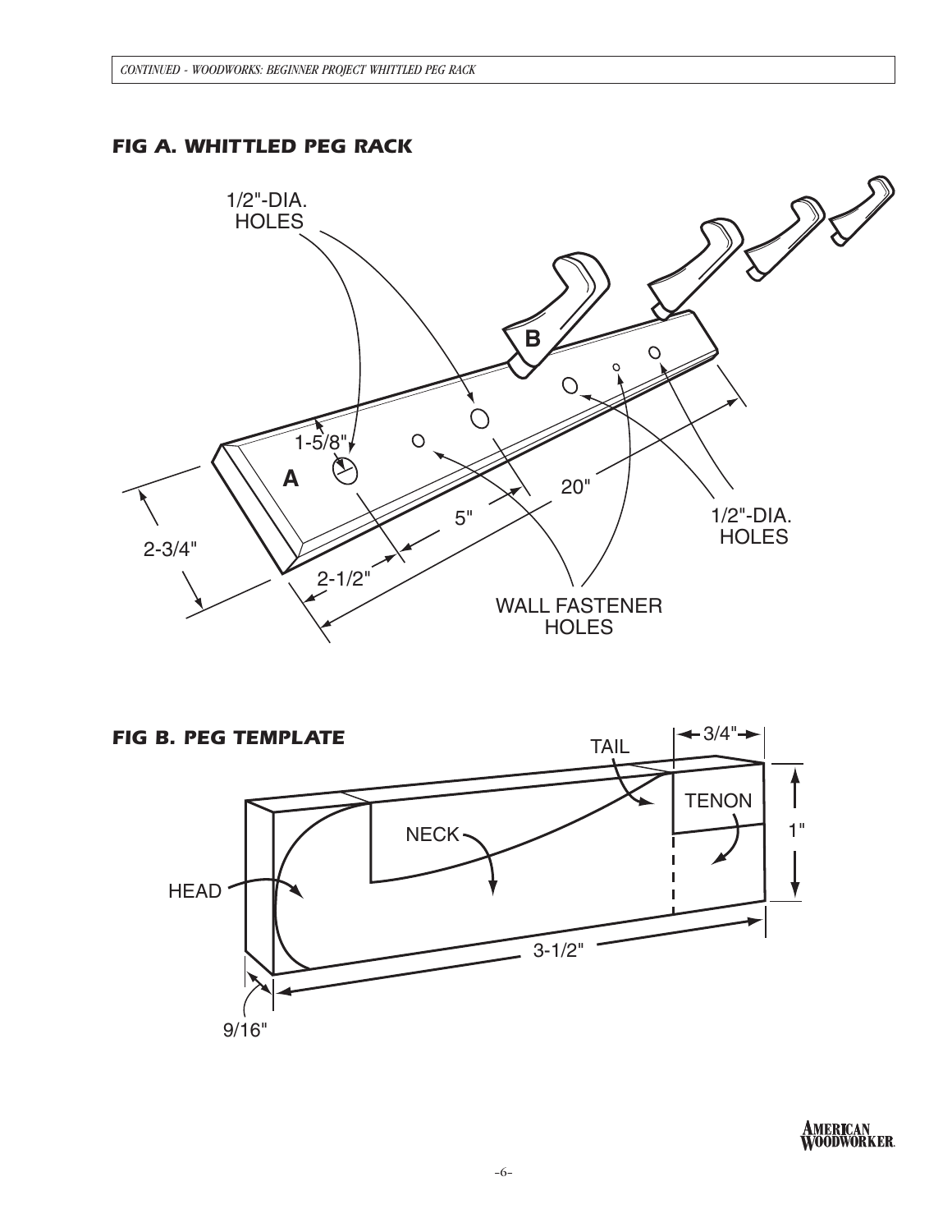## FIG A. WHITTLED PEG RACK

1/2"-DIA. HOLES

B

1-5/8"

A

20"

5"

1/2"-DIA. HOLES

2-3/4"

2-1/2"

WALL FASTENER HOLES

## FIG B. PEG TEMPLATE

3/4"

TAIL

TENON

NECK

1"

HEAD

3-1/2"

9/16"